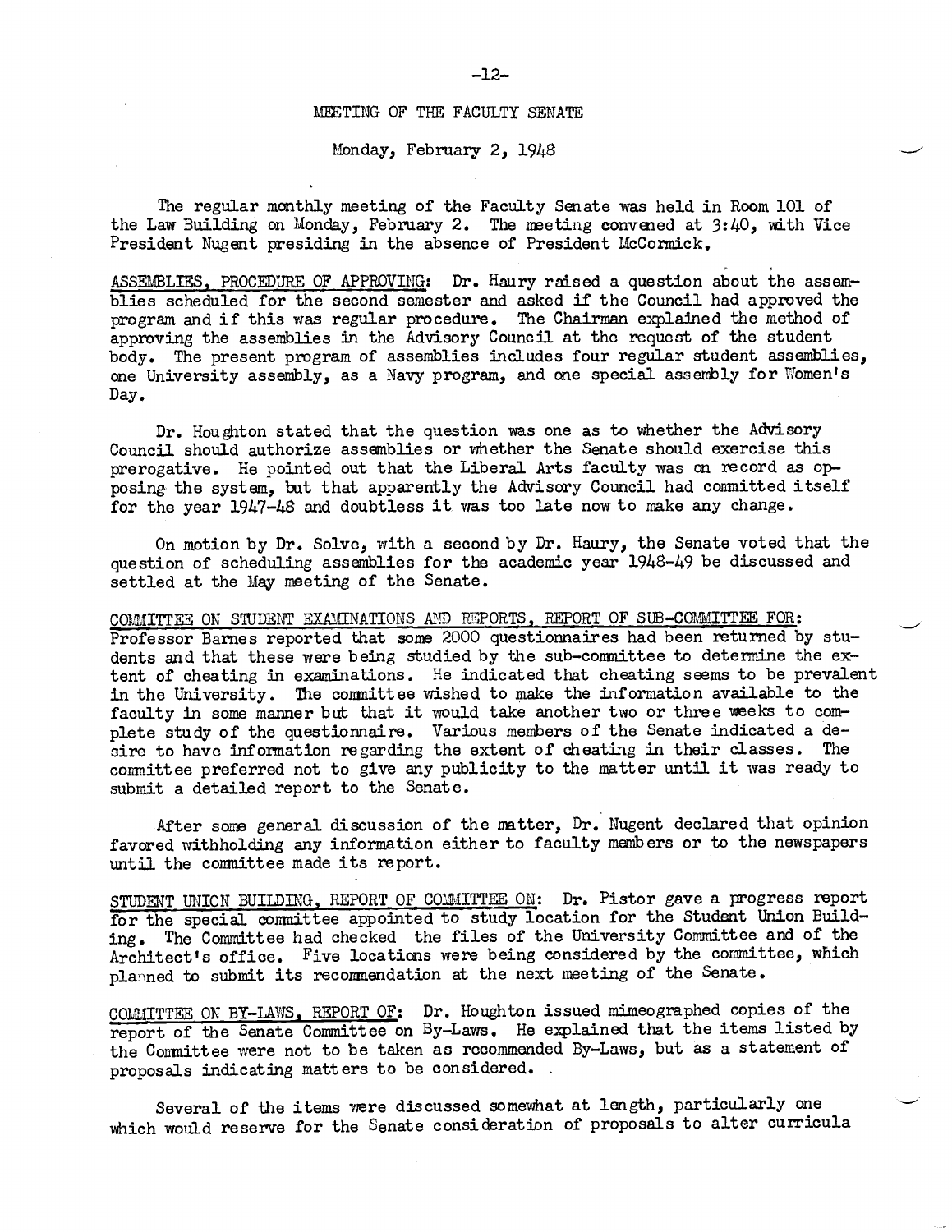# MEETING OF THE FACULTY SENATE

## Monday, February 2, 1948

The regular monthly meeting of the Faculty Senate was held in Room 101 of the Law Building on Monday, February 2. The meeting convened at 3:40, with Vice President Nugent presiding in the absence of President McCormick.

ASSEMBLIES, PROCEDURE OF APPROVING: Dr. Haury raised a question about the assemblies scheduled for the second semester and asked if the Council had approved the program and if this was regular procedure. The Chairman explained the method of approving the assemblies in the Advisory Council at the request of the student body. The present program of assemblies includes four regular student assemblies, one University assembly, as a Navy program, and one special assembly for Women's Day.

Dr. Houghton stated that the question was one as to whether the Advisory Council should authorize assemblies or whether the Senate should exercise this prerogative. He pointed out that the Liberal Arts faculty was on record as opposing the system, but that apparently the Advisory Council had committed itself for the year 1947-48 and doubtless it was too late now to make any change.

On motion by Dr. Solve, with a second by Dr. Haury, the Senate voted that the question of scheduling assemblies for the academic year 1948-49 be discussed and settled at the May meeting of the Senate.

COMMITTEE ON STUDENT EXAMINATIONS AND REPORTS, REPORT OF SUB-COMMITTEE FOR: Professor Barnes reported that some 2000 questionnaires had been returned by students and that these were being studied by the sub-committee to determine the extent of cheating in examinations. He indicated that cheating seems to be prevalent in the University. The committee wished to make the information available to the faculty in some manner but that it would take another two or three weeks to complete study of the questionnaire. Various members of the Senate indicated a desire to have information regarding the extent of cheating in their classes. The committee preferred not to give any publicity to the matter until it was ready to submit a detailed report to the Senate.

After some general discussion of the matter, Dr. Nugent declared that opinion favored withholding any information either to faculty members or to the newspapers until the committee made its report.

STUDENT UNION BUILDING, REPORT OF COMMITTEE ON: Dr. Pistor gave a progress report for the special committee appointed to study location for the Student Union Building. The Committee had checked the files of the University Committee and of the Architect's office. Five locations were being considered by the committee, which planned to submit its recommendation at the next meeting of the Senate.

COMMITTEE ON BY-LAWS, REPORT OF: Dr. Houghton issued mimeographed copies of the report of the Senate Committee on By-Laws. He explained that the items listed by the Committee were not to be taken as recommended By-Laws, but as a statement of proposals indicating matters to be considered.

Several of the items were discussed somewhat at length, particularly one which would reserve for the Senate consideration of proposals to alter curricula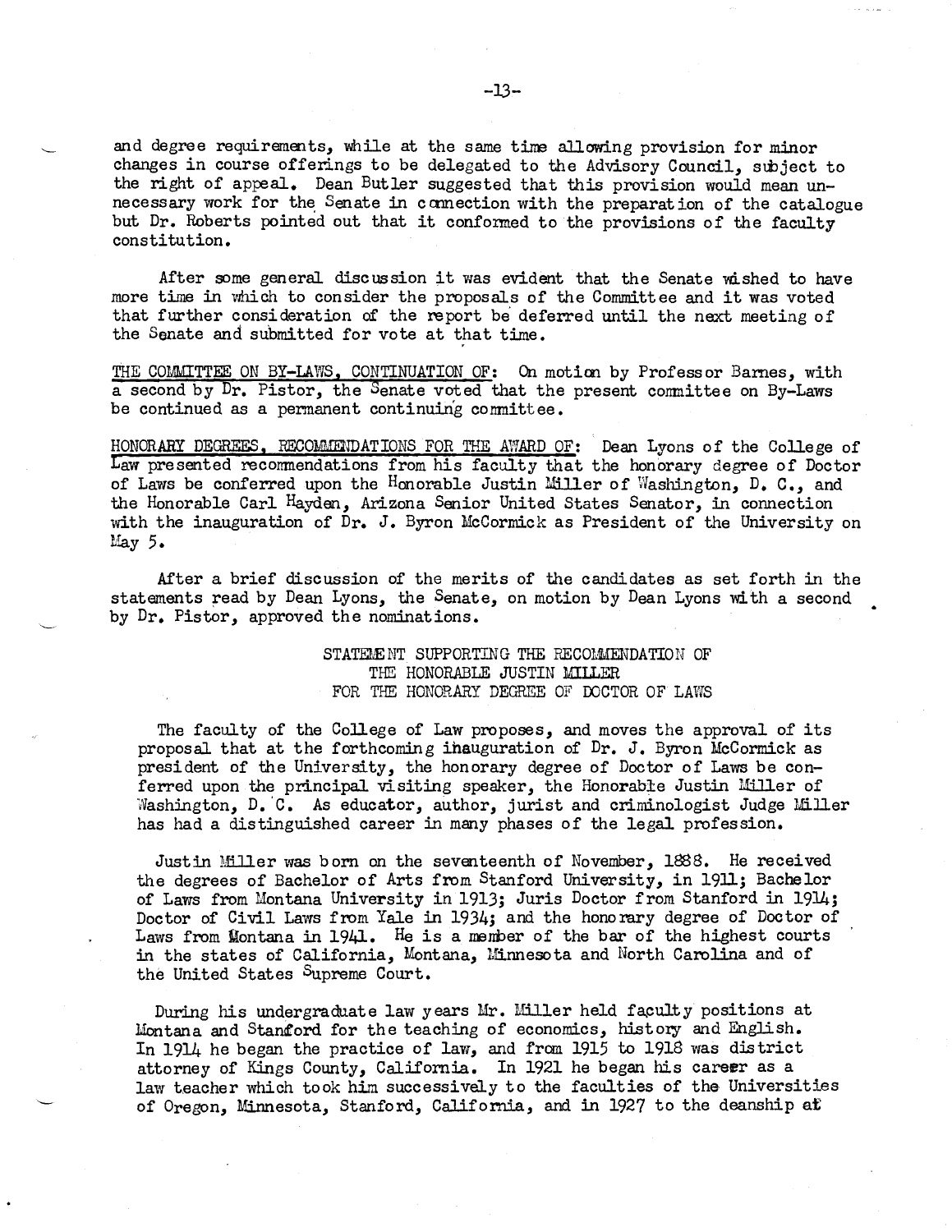and degree requirements, while at the same time allowing provision for minor changes in course offerings to be delegated to the Advisory Council, subject to the right of appeal. Dean Butler suggested that this provision would mean unnecessary work for the Senate in connection with the preparation of the catalogue but Dr. Roberts pointed out that it conformed to the provisions of the faculty constitution.

After some general discussion it was evident that the Senate wished to have more time in which to consider the proposals of the Committee and it was voted that further consideration of the report be deferred until the next meeting of the Senate and submitted for vote at that time.

THE COMMITTEE ON BY-LAWS, CONTINUATION OF: On motion by Professor Barnes, with a second by Dr. Pistor, the Senate voted that the present committee on By-Laws be continued as a permanent continuing committee.

HONORARY DEGREES, RECOMMENDATIONS FOR THE AWARD OF: Dean Lyons of the College of Law presented recommendations from his faculty that the honorary degree of Doctor of Laws be conferred upon the Honorable Justin Miller of Washington, D. C., and the Honorable Carl Hayden, Arizona Senior United States Senator, in connection with the inauguration of Dr. J. Byron McCormick as President of the University on May 5.

After a brief discussion of the merits of the candidates as set forth in the statements read by Dean Lyons, the Senate, on motion by Dean Lyons with a second by Dr. Pistor, approved the nominations.

STATEMENT SUPPORTING THE RECOMMENDATION OF
THE HONORABLE JUSTIN MILLER
FOR THE HONORARY DEGREE OF DOCTOR OF LAWS

The faculty of the College of Law proposes, and moves the approval of its proposal that at the forthcoming inauguration of Dr. J. Byron McCormick as president of the University, the honorary degree of Doctor of Laws be conferred upon the principal visiting speaker, the Honorable Justin Miller of Washington, D. C. As educator, author, jurist and criminologist Judge Miller has had a distinguished career in many phases of the legal profession.

Justin Miller was born on the seventeenth of November, 1888. He received the degrees of Bachelor of Arts from Stanford University, in 1911; Bachelor of Laws from Montana University in 1913; Juris Doctor from Stanford in 1914; Doctor of Civil Laws from Yale in 1934; and the honorary degree of Doctor of Laws from Montana in 1941. He is a member of the bar of the highest courts in the states of California, Montana, Minnesota and North Carolina and of the United States Supreme Court.

During his undergraduate law years Mr. Miller held faculty positions at Montana and Stanford for the teaching of economics, history and English. In 1914 he began the practice of law, and from 1915 to 1918 was district attorney of Kings County, California. In 1921 he began his career as a law teacher which took him successively to the faculties of the Universities of Oregon, Minnesota, Stanford, California, and in 1927 to the deanship at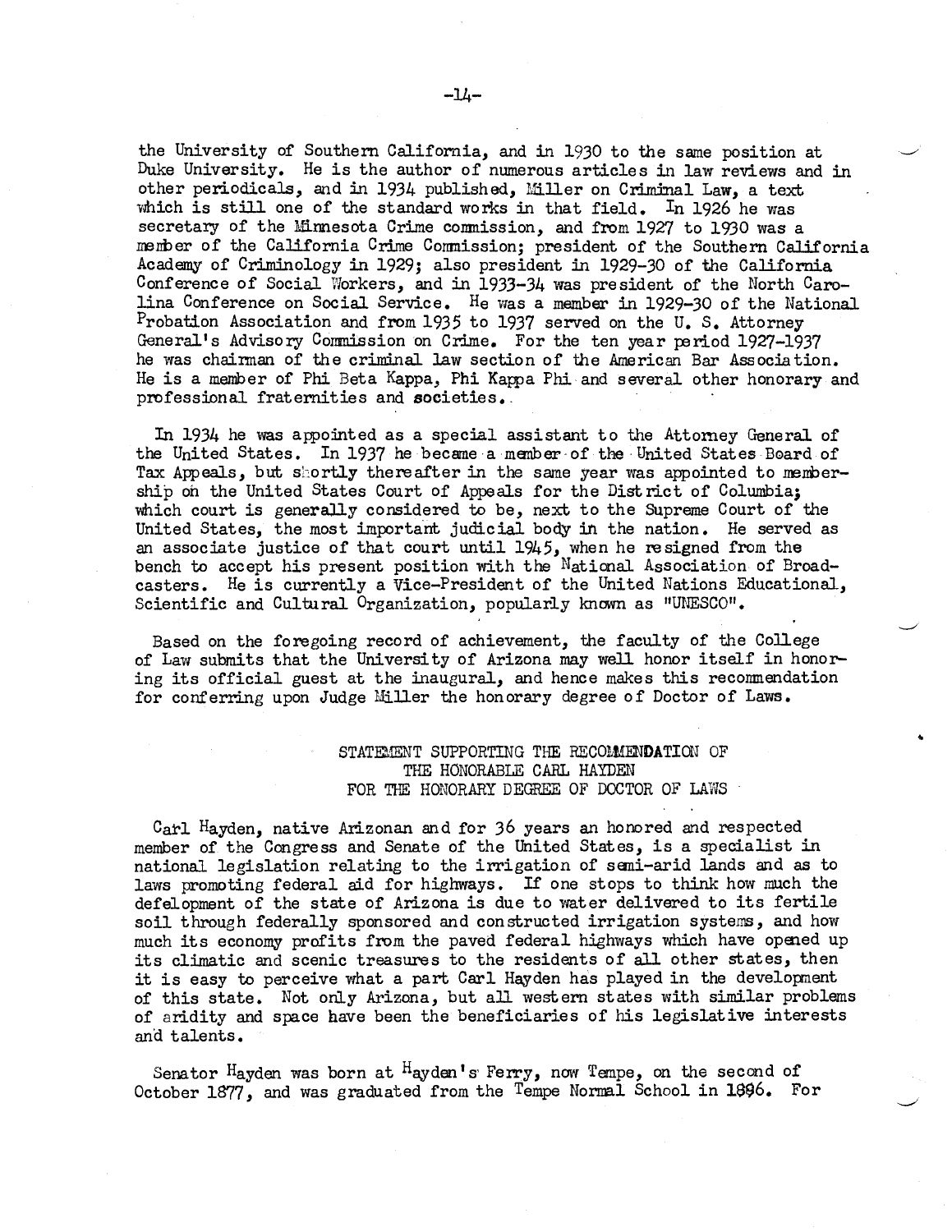the University of Southern California, and in 1930 to the same position at Duke University. He is the author of numerous articles in law reviews and in other periodicals, and in 1934 published, Miller on Criminal Law, a text which is still one of the standard works in that field. In 1926 he was secretary of the Minnesota Crime commission, and from 1927 to 1930 was a member of the California Crime Commission; president of the Southern California Academy of Criminology in 1929; also president in 1929-30 of the California Conference of Social Workers, and in 1933-34 was president of the North Carolina Conference on Social Service. He was a member in 1929-30 of the National Probation Association and from 1935 to 1937 served on the U. S. Attorney General's Advisory Commission on Crime. For the ten year period 1927-1937 he was chairman of the criminal law section of the American Bar Association. He is a member of Phi Beta Kappa, Phi Kappa Phi and several other honorary and professional fraternities and societies.

In 1934 he was appointed as a special assistant to the Attorney General of the United States. In 1937 he became a member of the United States Board of Tax Appeals, but shortly thereafter in the same year was appointed to membership on the United States Court of Appeals for the District of Columbia; which court is generally considered to be, next to the Supreme Court of the United States, the most important judicial body in the nation. He served as an associate justice of that court until 1945, when he resigned from the bench to accept his present position with the National Association of Broadcasters. He is currently a Vice-President of the United Nations Educational, Scientific and Cultural Organization, popularly known as "UNESCO".

Based on the foregoing record of achievement, the faculty of the College of Law submits that the University of Arizona may well honor itself in honoring its official guest at the inaugural, and hence makes this recommendation for conferring upon Judge Miller the honorary degree of Doctor of Laws.

## STATEMENT SUPPORTING THE RECOMMENDATION OF THE HONORABLE CARL HAYDEN FOR THE HONORARY DEGREE OF DOCTOR OF LAWS

Carl Hayden, native Arizonan and for 36 years an honored and respected member of the Congress and Senate of the United States, is a specialist in national legislation relating to the irrigation of semi-arid lands and as to laws promoting federal aid for highways. If one stops to think how much the defelopment of the state of Arizona is due to water delivered to its fertile soil through federally sponsored and constructed irrigation systems, and how much its economy profits from the paved federal highways which have opened up its climatic and scenic treasures to the residents of all other states, then it is easy to perceive what a part Carl Hayden has played in the development of this state. Not only Arizona, but all western states with similar problems of aridity and space have been the beneficiaries of his legislative interests and talents.

Senator Hayden was born at Hayden's Ferry, now Tempe, on the second of October 1877, and was graduated from the Tempe Normal School in 1896. For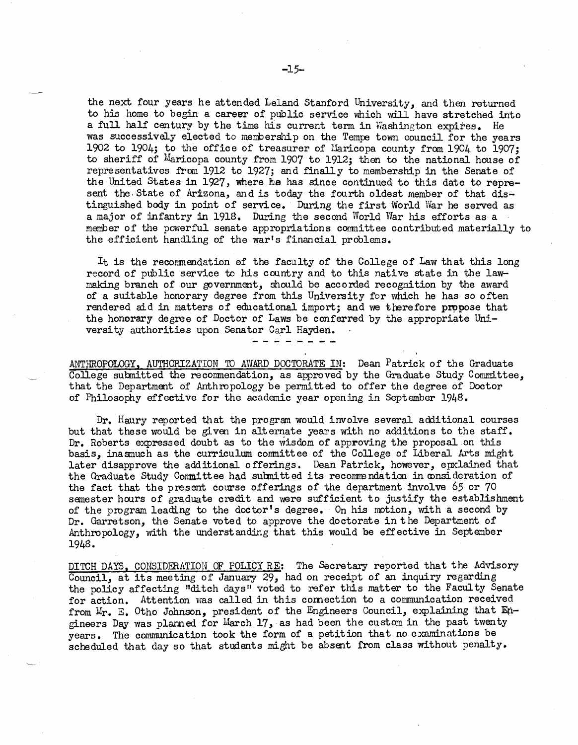the next four years he attended Leland Stanford University, and then returned to his home to begin a career of public service which will have stretched into a full half century by the time his current term in Washington expires. He was successively elected to membership on the Tempe town council for the years 1902 to 1904; to the office of treasurer of Maricopa county from 1904 to 1907; to sheriff of Maricopa county from 1907 to 1912; then to the national house of representatives from 1912 to 1927; and finally to membership in the Senate of the United States in 1927, where he has since continued to this date to represent the State of Arizona, and is today the fourth oldest member of that distinguished body in point of service. During the first World War he served as a major of infantry in 1918. During the second World War his efforts as a member of the powerful senate appropriations committee contributed materially to the efficient handling of the war's financial problems.

It is the recommendation of the faculty of the College of Law that this long record of public service to his country and to this native state in the lawmaking branch of our government, should be accorded recognition by the award of a suitable honorary degree from this University for which he has so often rendered aid in matters of educational import; and we therefore propose that the honorary degree of Doctor of Laws be conferred by the appropriate University authorities upon Senator Carl Hayden.

- - - - - - - -

ANTHROPOLOGY, AUTHORIZATION TO AWARD DOCTORATE IN: Dean Patrick of the Graduate College submitted the recommendation, as approved by the Graduate Study Committee, that the Department of Anthropology be permitted to offer the degree of Doctor of Philosophy effective for the academic year opening in September 1948.

Dr. Haury reported that the program would involve several additional courses but that these would be given in alternate years with no additions to the staff. Dr. Roberts expressed doubt as to the wisdom of approving the proposal on this basis, inasmuch as the curriculum committee of the College of Liberal Arts might later disapprove the additional offerings. Dean Patrick, however, explained that the Graduate Study Committee had submitted its recommendation in consideration of the fact that the present course offerings of the department involve 65 or 70 semester hours of graduate credit and were sufficient to justify the establishment of the program leading to the doctor's degree. On his motion, with a second by Dr. Garretson, the Senate voted to approve the doctorate in the Department of Anthropology, with the understanding that this would be effective in September 1948.

DITCH DAYS, CONSIDERATION OF POLICY RE: The Secretary reported that the Advisory Council, at its meeting of January 29, had on receipt of an inquiry regarding the policy affecting "ditch days" voted to refer this matter to the Faculty Senate for action. Attention was called in this connection to a communication received from Mr. E. Otho Johnson, president of the Engineers Council, explaining that Engineers Day was planned for March 17, as had been the custom in the past twenty years. The communication took the form of a petition that no examinations be scheduled that day so that students might be absent from class without penalty.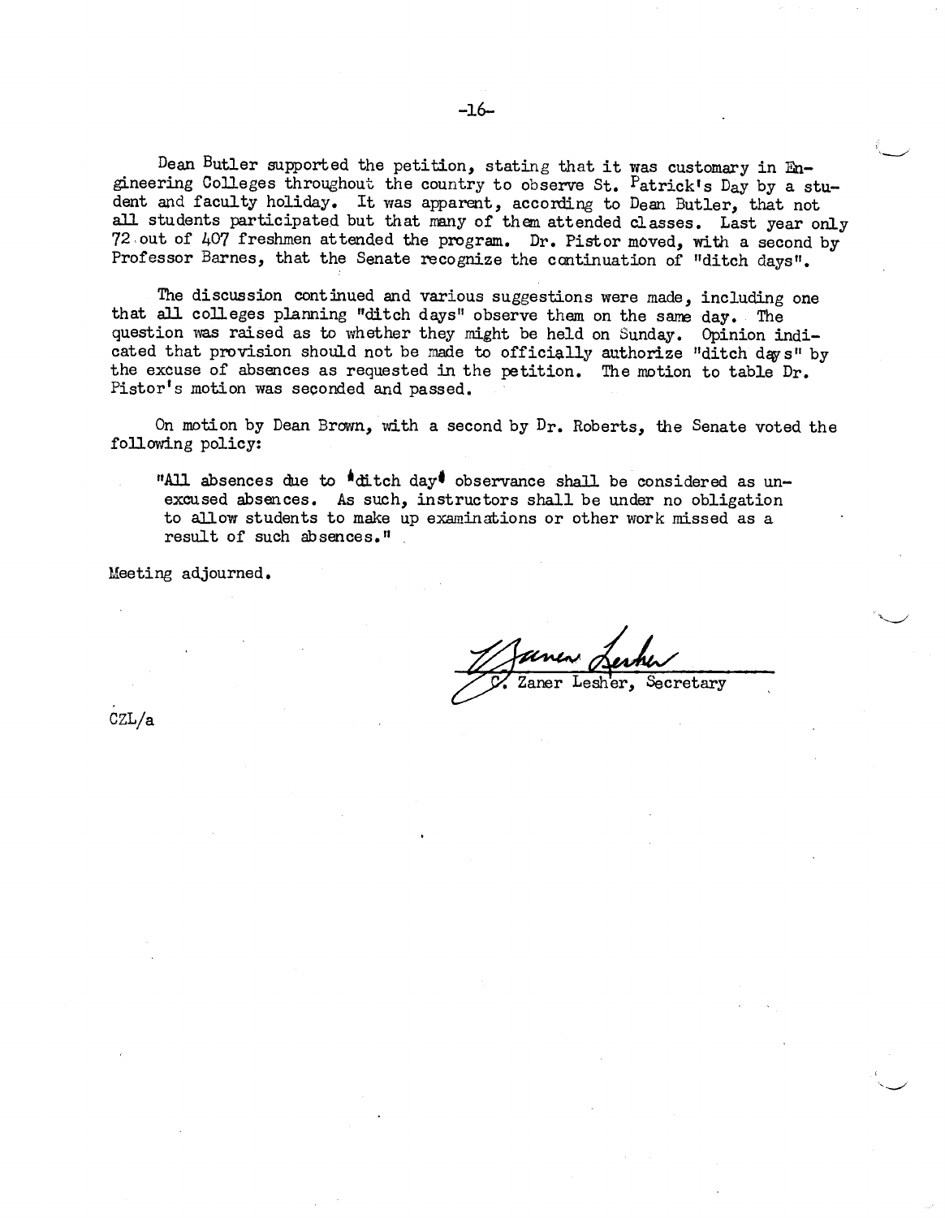Dean Butler supported the petition, stating that it was customary in Engineering Colleges throughout the country to observe St. Patrick's Day by a student and faculty holiday. It was apparent, according to Dean Butler, that not all students participated but that many of them attended classes. Last year only 72 out of 407 freshmen attended the program. Dr. Pistor moved, with a second by Professor Barnes, that the Senate recognize the continuation of "ditch days".

The discussion continued and various suggestions were made, including one that all colleges planning "ditch days" observe them on the same day. The question was raised as to whether they might be held on Sunday. Opinion indicated that provision should not be made to officially authorize "ditch days" by the excuse of absences as requested in the petition. The motion to table Dr. Pistor's motion was seconded and passed.

On motion by Dean Brown, with a second by Dr. Roberts, the Senate voted the following policy:

> "All absences due to 'ditch day' observance shall be considered as unexcused absences. As such, instructors shall be under no obligation to allow students to make up examinations or other work missed as a result of such absences."

Meeting adjourned.

C. Zaner Lesher, Secretary

CZL/a